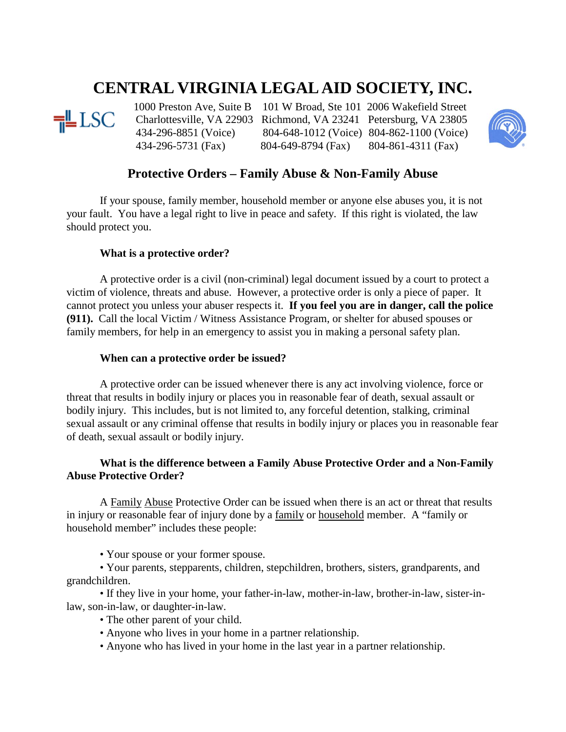# CENTRAL VIRGINIA LEGAL AID SOCIETY, INC.

| | | |
|---|---|---|
| 1000 Preston Ave, Suite B | 101 W Broad, Ste 101 | 2006 Wakefield Street |
| Charlottesville, VA 22903 | Richmond, VA 23241 | Petersburg, VA 23805 |
| 434-296-8851 (Voice) | 804-648-1012 (Voice) | 804-862-1100 (Voice) |
| 434-296-5731 (Fax) | 804-649-8794 (Fax) | 804-861-4311 (Fax) |

## Protective Orders – Family Abuse & Non-Family Abuse

If your spouse, family member, household member or anyone else abuses you, it is not your fault. You have a legal right to live in peace and safety. If this right is violated, the law should protect you.

### What is a protective order?

A protective order is a civil (non-criminal) legal document issued by a court to protect a victim of violence, threats and abuse. However, a protective order is only a piece of paper. It cannot protect you unless your abuser respects it. **If you feel you are in danger, call the police (911).** Call the local Victim / Witness Assistance Program, or shelter for abused spouses or family members, for help in an emergency to assist you in making a personal safety plan.

### When can a protective order be issued?

A protective order can be issued whenever there is any act involving violence, force or threat that results in bodily injury or places you in reasonable fear of death, sexual assault or bodily injury. This includes, but is not limited to, any forceful detention, stalking, criminal sexual assault or any criminal offense that results in bodily injury or places you in reasonable fear of death, sexual assault or bodily injury.

### What is the difference between a Family Abuse Protective Order and a Non-Family Abuse Protective Order?

A Family Abuse Protective Order can be issued when there is an act or threat that results in injury or reasonable fear of injury done by a family or household member. A "family or household member" includes these people:

- Your spouse or your former spouse.
- Your parents, stepparents, children, stepchildren, brothers, sisters, grandparents, and grandchildren.
- If they live in your home, your father-in-law, mother-in-law, brother-in-law, sister-in-law, son-in-law, or daughter-in-law.
- The other parent of your child.
- Anyone who lives in your home in a partner relationship.
- Anyone who has lived in your home in the last year in a partner relationship.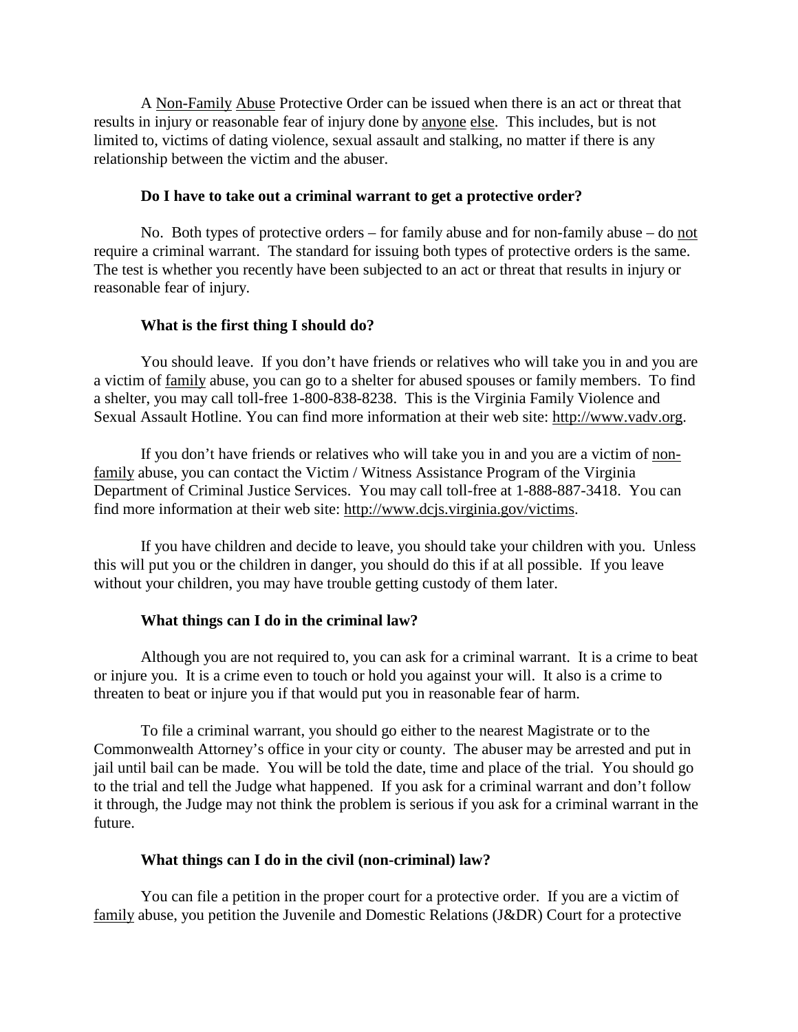A Non-Family Abuse Protective Order can be issued when there is an act or threat that results in injury or reasonable fear of injury done by anyone else. This includes, but is not limited to, victims of dating violence, sexual assault and stalking, no matter if there is any relationship between the victim and the abuser.

**Do I have to take out a criminal warrant to get a protective order?**

No. Both types of protective orders – for family abuse and for non-family abuse – do not require a criminal warrant. The standard for issuing both types of protective orders is the same. The test is whether you recently have been subjected to an act or threat that results in injury or reasonable fear of injury.

**What is the first thing I should do?**

You should leave. If you don't have friends or relatives who will take you in and you are a victim of family abuse, you can go to a shelter for abused spouses or family members. To find a shelter, you may call toll-free 1-800-838-8238. This is the Virginia Family Violence and Sexual Assault Hotline. You can find more information at their web site: http://www.vadv.org.

If you don't have friends or relatives who will take you in and you are a victim of non-family abuse, you can contact the Victim / Witness Assistance Program of the Virginia Department of Criminal Justice Services. You may call toll-free at 1-888-887-3418. You can find more information at their web site: http://www.dcjs.virginia.gov/victims.

If you have children and decide to leave, you should take your children with you. Unless this will put you or the children in danger, you should do this if at all possible. If you leave without your children, you may have trouble getting custody of them later.

**What things can I do in the criminal law?**

Although you are not required to, you can ask for a criminal warrant. It is a crime to beat or injure you. It is a crime even to touch or hold you against your will. It also is a crime to threaten to beat or injure you if that would put you in reasonable fear of harm.

To file a criminal warrant, you should go either to the nearest Magistrate or to the Commonwealth Attorney's office in your city or county. The abuser may be arrested and put in jail until bail can be made. You will be told the date, time and place of the trial. You should go to the trial and tell the Judge what happened. If you ask for a criminal warrant and don't follow it through, the Judge may not think the problem is serious if you ask for a criminal warrant in the future.

**What things can I do in the civil (non-criminal) law?**

You can file a petition in the proper court for a protective order. If you are a victim of family abuse, you petition the Juvenile and Domestic Relations (J&DR) Court for a protective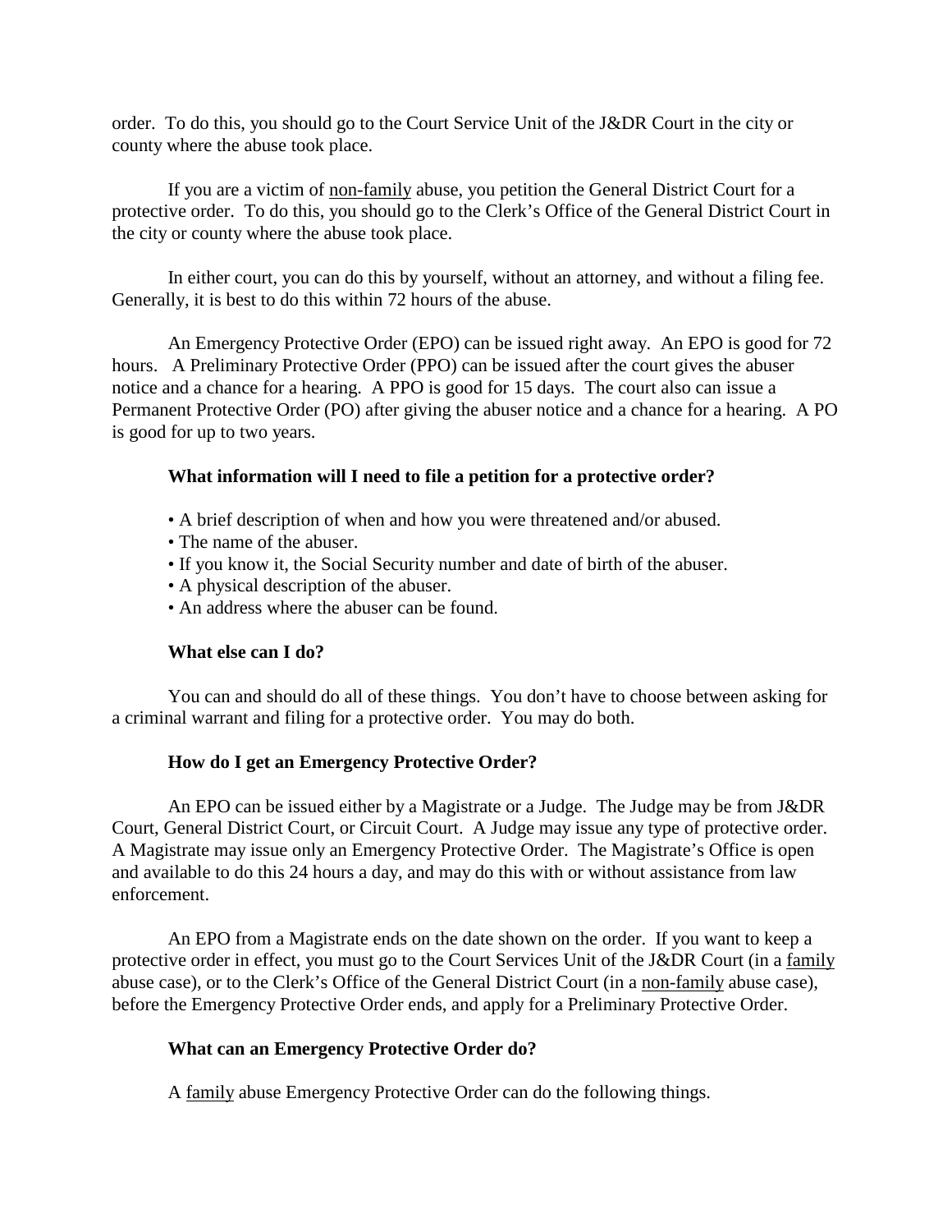order. To do this, you should go to the Court Service Unit of the J&DR Court in the city or county where the abuse took place.

If you are a victim of <u>non-family</u> abuse, you petition the General District Court for a protective order. To do this, you should go to the Clerk's Office of the General District Court in the city or county where the abuse took place.

In either court, you can do this by yourself, without an attorney, and without a filing fee. Generally, it is best to do this within 72 hours of the abuse.

An Emergency Protective Order (EPO) can be issued right away. An EPO is good for 72 hours. A Preliminary Protective Order (PPO) can be issued after the court gives the abuser notice and a chance for a hearing. A PPO is good for 15 days. The court also can issue a Permanent Protective Order (PO) after giving the abuser notice and a chance for a hearing. A PO is good for up to two years.

### What information will I need to file a petition for a protective order?

- A brief description of when and how you were threatened and/or abused.
- The name of the abuser.
- If you know it, the Social Security number and date of birth of the abuser.
- A physical description of the abuser.
- An address where the abuser can be found.

### What else can I do?

You can and should do all of these things. You don't have to choose between asking for a criminal warrant and filing for a protective order. You may do both.

### How do I get an Emergency Protective Order?

An EPO can be issued either by a Magistrate or a Judge. The Judge may be from J&DR Court, General District Court, or Circuit Court. A Judge may issue any type of protective order. A Magistrate may issue only an Emergency Protective Order. The Magistrate's Office is open and available to do this 24 hours a day, and may do this with or without assistance from law enforcement.

An EPO from a Magistrate ends on the date shown on the order. If you want to keep a protective order in effect, you must go to the Court Services Unit of the J&DR Court (in a <u>family</u> abuse case), or to the Clerk's Office of the General District Court (in a <u>non-family</u> abuse case), before the Emergency Protective Order ends, and apply for a Preliminary Protective Order.

### What can an Emergency Protective Order do?

A <u>family</u> abuse Emergency Protective Order can do the following things.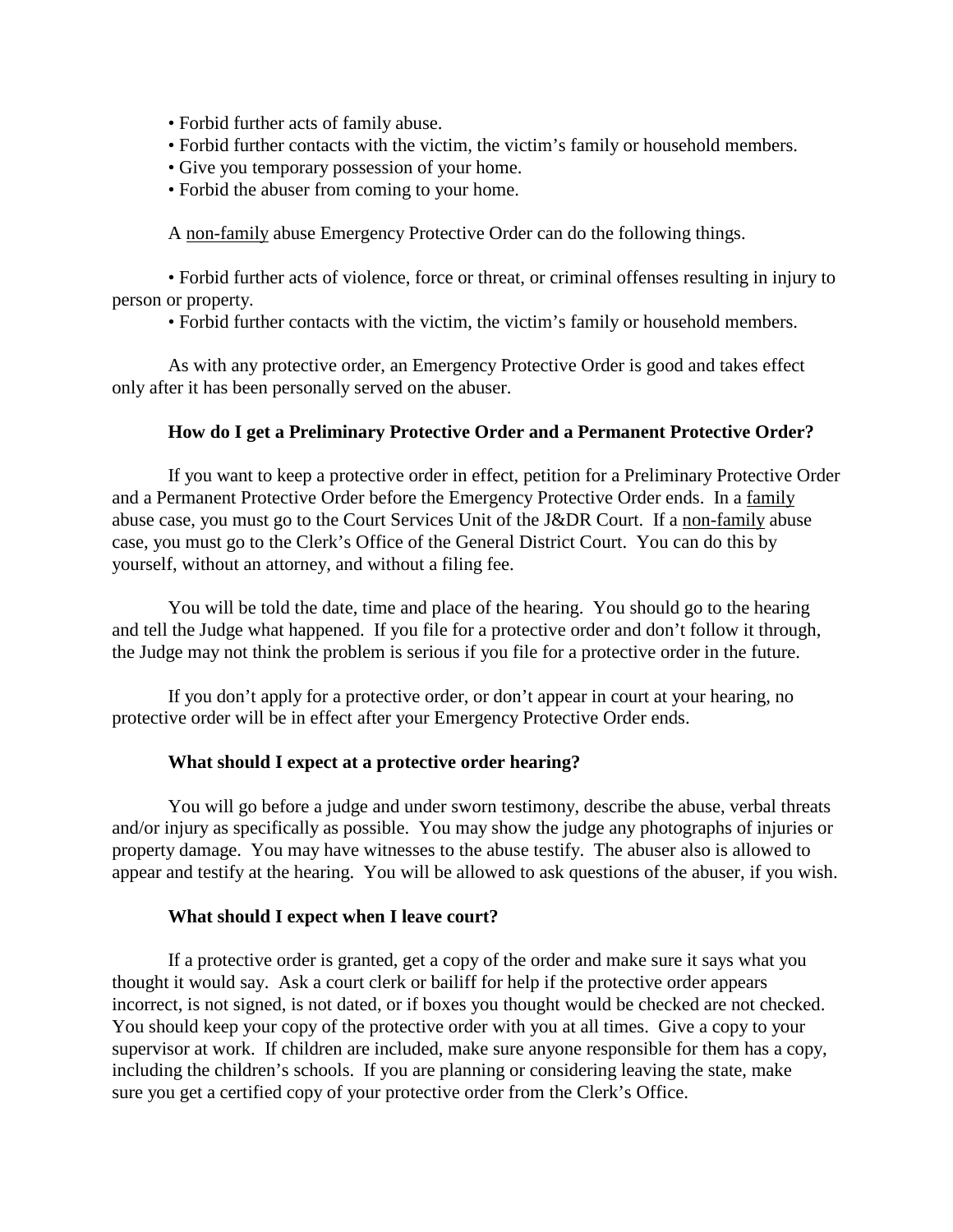- Forbid further acts of family abuse.
- Forbid further contacts with the victim, the victim's family or household members.
- Give you temporary possession of your home.
- Forbid the abuser from coming to your home.

A <u>non-family</u> abuse Emergency Protective Order can do the following things.

- Forbid further acts of violence, force or threat, or criminal offenses resulting in injury to person or property.
- Forbid further contacts with the victim, the victim's family or household members.

As with any protective order, an Emergency Protective Order is good and takes effect only after it has been personally served on the abuser.

**How do I get a Preliminary Protective Order and a Permanent Protective Order?**

If you want to keep a protective order in effect, petition for a Preliminary Protective Order and a Permanent Protective Order before the Emergency Protective Order ends. In a <u>family</u> abuse case, you must go to the Court Services Unit of the J&DR Court. If a <u>non-family</u> abuse case, you must go to the Clerk's Office of the General District Court. You can do this by yourself, without an attorney, and without a filing fee.

You will be told the date, time and place of the hearing. You should go to the hearing and tell the Judge what happened. If you file for a protective order and don't follow it through, the Judge may not think the problem is serious if you file for a protective order in the future.

If you don't apply for a protective order, or don't appear in court at your hearing, no protective order will be in effect after your Emergency Protective Order ends.

**What should I expect at a protective order hearing?**

You will go before a judge and under sworn testimony, describe the abuse, verbal threats and/or injury as specifically as possible. You may show the judge any photographs of injuries or property damage. You may have witnesses to the abuse testify. The abuser also is allowed to appear and testify at the hearing. You will be allowed to ask questions of the abuser, if you wish.

**What should I expect when I leave court?**

If a protective order is granted, get a copy of the order and make sure it says what you thought it would say. Ask a court clerk or bailiff for help if the protective order appears incorrect, is not signed, is not dated, or if boxes you thought would be checked are not checked. You should keep your copy of the protective order with you at all times. Give a copy to your supervisor at work. If children are included, make sure anyone responsible for them has a copy, including the children's schools. If you are planning or considering leaving the state, make sure you get a certified copy of your protective order from the Clerk's Office.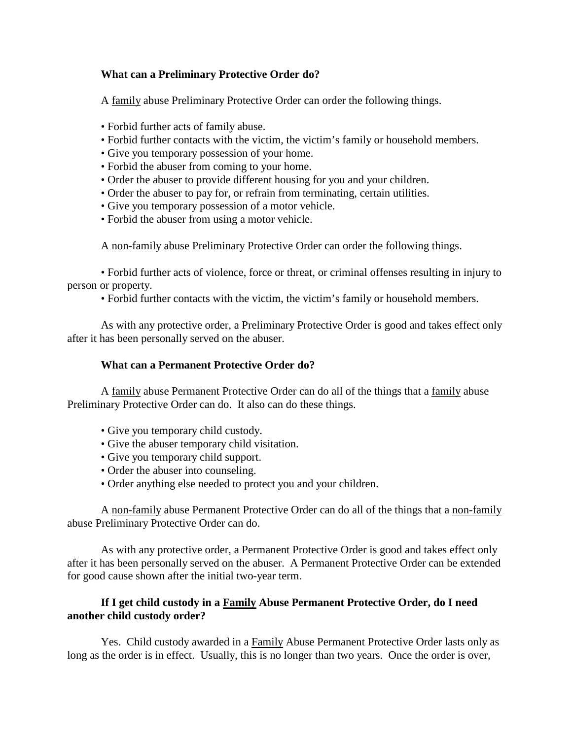**What can a Preliminary Protective Order do?**

A <u>family</u> abuse Preliminary Protective Order can order the following things.

- Forbid further acts of family abuse.
- Forbid further contacts with the victim, the victim's family or household members.
- Give you temporary possession of your home.
- Forbid the abuser from coming to your home.
- Order the abuser to provide different housing for you and your children.
- Order the abuser to pay for, or refrain from terminating, certain utilities.
- Give you temporary possession of a motor vehicle.
- Forbid the abuser from using a motor vehicle.

A <u>non-family</u> abuse Preliminary Protective Order can order the following things.

- Forbid further acts of violence, force or threat, or criminal offenses resulting in injury to person or property.
- Forbid further contacts with the victim, the victim's family or household members.

As with any protective order, a Preliminary Protective Order is good and takes effect only after it has been personally served on the abuser.

**What can a Permanent Protective Order do?**

A <u>family</u> abuse Permanent Protective Order can do all of the things that a <u>family</u> abuse Preliminary Protective Order can do. It also can do these things.

- Give you temporary child custody.
- Give the abuser temporary child visitation.
- Give you temporary child support.
- Order the abuser into counseling.
- Order anything else needed to protect you and your children.

A <u>non-family</u> abuse Permanent Protective Order can do all of the things that a <u>non-family</u> abuse Preliminary Protective Order can do.

As with any protective order, a Permanent Protective Order is good and takes effect only after it has been personally served on the abuser. A Permanent Protective Order can be extended for good cause shown after the initial two-year term.

**If I get child custody in a <u>Family</u> Abuse Permanent Protective Order, do I need another child custody order?**

Yes. Child custody awarded in a <u>Family</u> Abuse Permanent Protective Order lasts only as long as the order is in effect. Usually, this is no longer than two years. Once the order is over,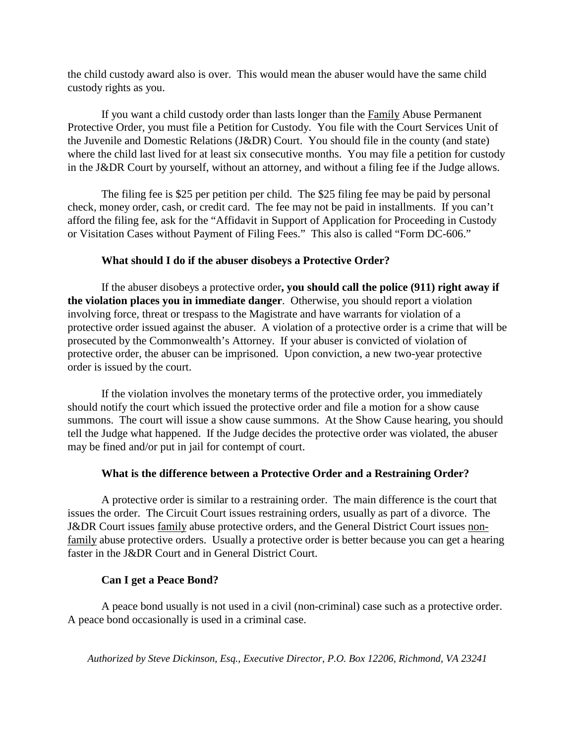the child custody award also is over. This would mean the abuser would have the same child custody rights as you.

If you want a child custody order than lasts longer than the <u>Family</u> Abuse Permanent Protective Order, you must file a Petition for Custody. You file with the Court Services Unit of the Juvenile and Domestic Relations (J&DR) Court. You should file in the county (and state) where the child last lived for at least six consecutive months. You may file a petition for custody in the J&DR Court by yourself, without an attorney, and without a filing fee if the Judge allows.

The filing fee is $25 per petition per child. The $25 filing fee may be paid by personal check, money order, cash, or credit card. The fee may not be paid in installments. If you can't afford the filing fee, ask for the "Affidavit in Support of Application for Proceeding in Custody or Visitation Cases without Payment of Filing Fees." This also is called "Form DC-606."

**What should I do if the abuser disobeys a Protective Order?**

If the abuser disobeys a protective order**, you should call the police (911) right away if the violation places you in immediate danger**. Otherwise, you should report a violation involving force, threat or trespass to the Magistrate and have warrants for violation of a protective order issued against the abuser. A violation of a protective order is a crime that will be prosecuted by the Commonwealth's Attorney. If your abuser is convicted of violation of protective order, the abuser can be imprisoned. Upon conviction, a new two-year protective order is issued by the court.

If the violation involves the monetary terms of the protective order, you immediately should notify the court which issued the protective order and file a motion for a show cause summons. The court will issue a show cause summons. At the Show Cause hearing, you should tell the Judge what happened. If the Judge decides the protective order was violated, the abuser may be fined and/or put in jail for contempt of court.

**What is the difference between a Protective Order and a Restraining Order?**

A protective order is similar to a restraining order. The main difference is the court that issues the order. The Circuit Court issues restraining orders, usually as part of a divorce. The J&DR Court issues <u>family</u> abuse protective orders, and the General District Court issues <u>non-family</u> abuse protective orders. Usually a protective order is better because you can get a hearing faster in the J&DR Court and in General District Court.

**Can I get a Peace Bond?**

A peace bond usually is not used in a civil (non-criminal) case such as a protective order. A peace bond occasionally is used in a criminal case.

*Authorized by Steve Dickinson, Esq., Executive Director, P.O. Box 12206, Richmond, VA 23241*